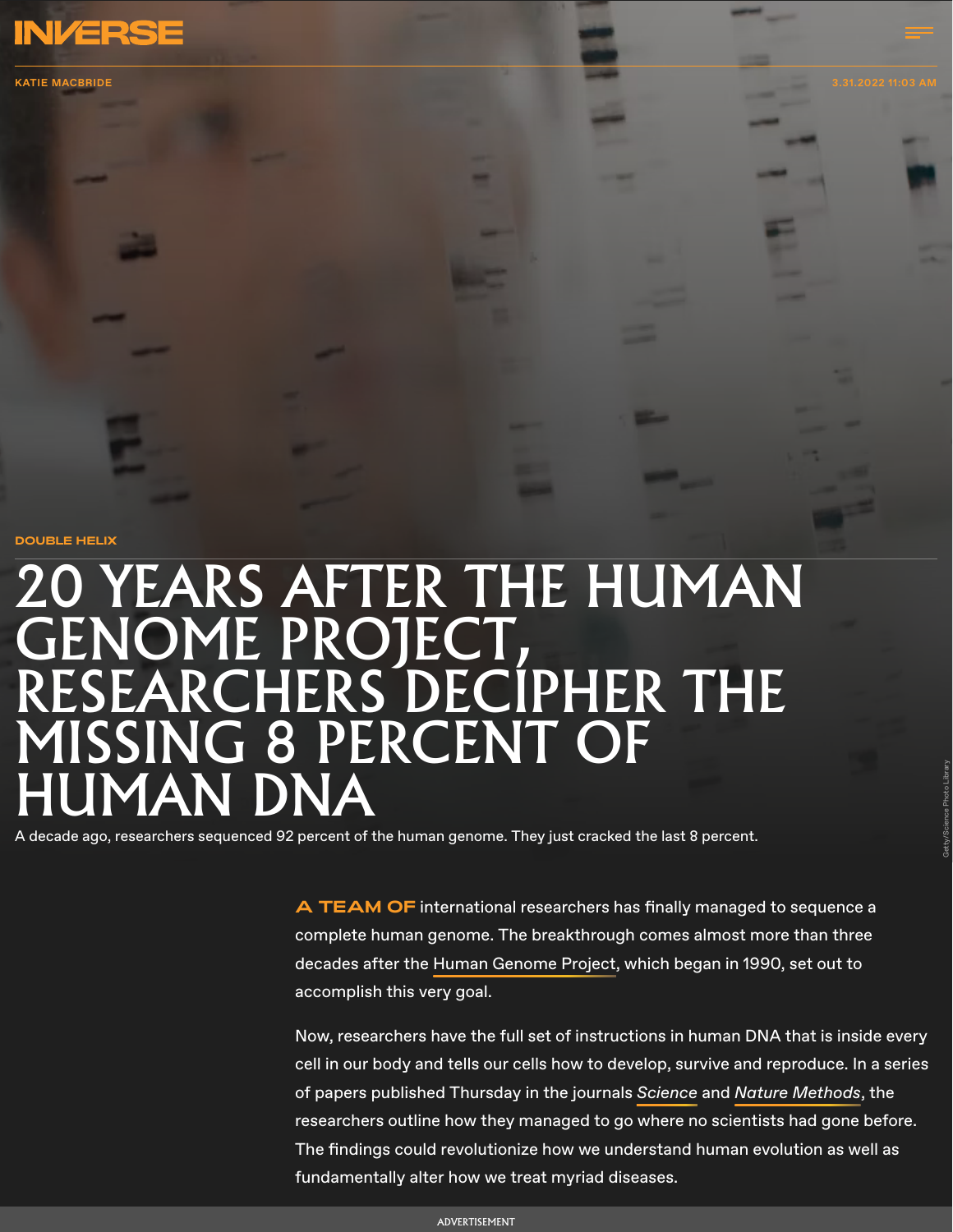KATIE MACBRIDE

3.31.2022 11:03 AM

DOUBLE HELIX

# 20 YEARS AFTER THE HUMAN GENOME PROJECT, RESEARCHERS DECIPHER THE MISSING 8 PERCENT OF HUMAN DNA

A decade ago, researchers sequenced 92 percent of the human genome. They just cracked the last 8 percent.

**A TEAM OF** international researchers has finally managed to sequence a complete human genome. The breakthrough comes almost more than three decades after the Human Genome Project, which began in 1990, set out to accomplish this very goal.

Now, researchers have the full set of instructions in human DNA that is inside every cell in our body and tells our cells how to develop, survive and reproduce. In a series of papers published Thursday in the journals *Science* and *Nature Methods*, the researchers outline how they managed to go where no scientists had gone before. The findings could revolutionize how we understand human evolution as well as fundamentally alter how we treat myriad diseases.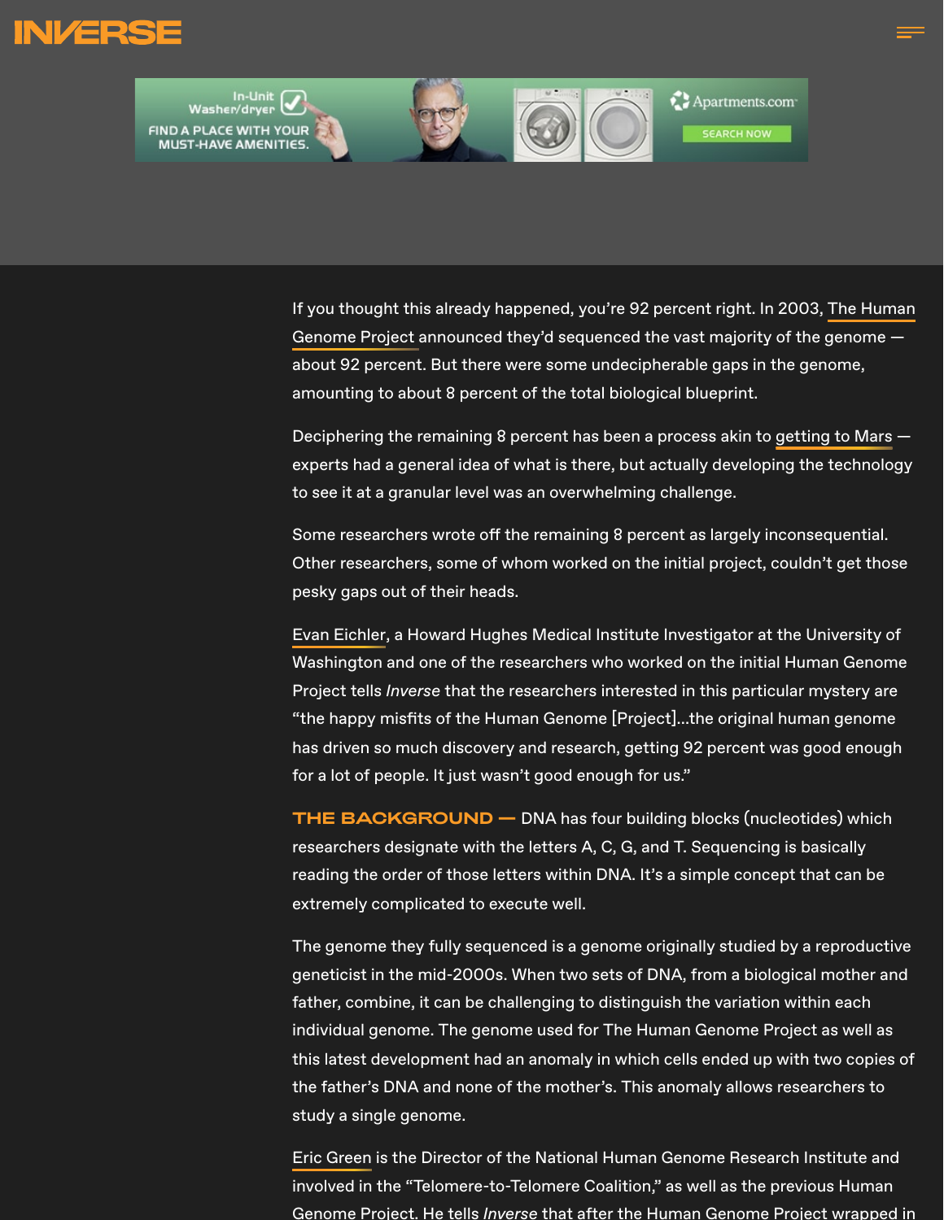If you thought this already happened, you're 92 percent right. In 2003, The Human Genome Project announced they'd sequenced the vast majority of the genome — about 92 percent. But there were some undecipherable gaps in the genome, amounting to about 8 percent of the total biological blueprint.

Deciphering the remaining 8 percent has been a process akin to getting to Mars — experts had a general idea of what is there, but actually developing the technology to see it at a granular level was an overwhelming challenge.

Some researchers wrote off the remaining 8 percent as largely inconsequential. Other researchers, some of whom worked on the initial project, couldn't get those pesky gaps out of their heads.

Evan Eichler, a Howard Hughes Medical Institute Investigator at the University of Washington and one of the researchers who worked on the initial Human Genome Project tells *Inverse* that the researchers interested in this particular mystery are "the happy misfits of the Human Genome [Project]...the original human genome has driven so much discovery and research, getting 92 percent was good enough for a lot of people. It just wasn't good enough for us."

**THE BACKGROUND —** DNA has four building blocks (nucleotides) which researchers designate with the letters A, C, G, and T. Sequencing is basically reading the order of those letters within DNA. It's a simple concept that can be extremely complicated to execute well.

The genome they fully sequenced is a genome originally studied by a reproductive geneticist in the mid-2000s. When two sets of DNA, from a biological mother and father, combine, it can be challenging to distinguish the variation within each individual genome. The genome used for The Human Genome Project as well as this latest development had an anomaly in which cells ended up with two copies of the father's DNA and none of the mother's. This anomaly allows researchers to study a single genome.

Eric Green is the Director of the National Human Genome Research Institute and involved in the "Telomere-to-Telomere Coalition," as well as the previous Human Genome Project. He tells *Inverse* that after the Human Genome Project wrapped in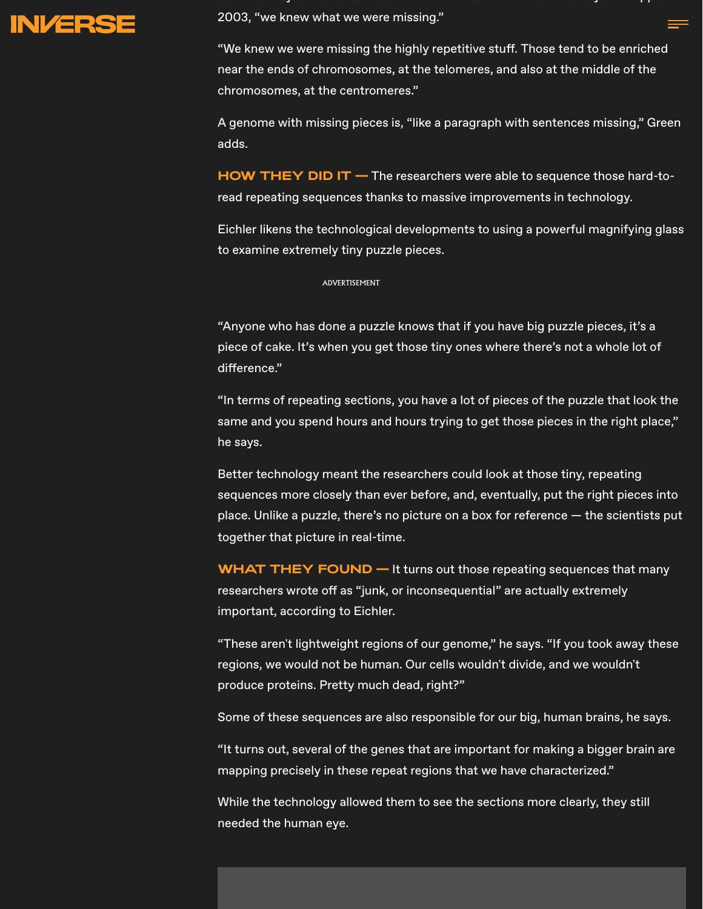2003, "we knew what we were missing."

"We knew we were missing the highly repetitive stuff. Those tend to be enriched near the ends of chromosomes, at the telomeres, and also at the middle of the chromosomes, at the centromeres."

A genome with missing pieces is, "like a paragraph with sentences missing," Green adds.

**HOW THEY DID IT —** The researchers were able to sequence those hard-to-read repeating sequences thanks to massive improvements in technology.

Eichler likens the technological developments to using a powerful magnifying glass to examine extremely tiny puzzle pieces.

"Anyone who has done a puzzle knows that if you have big puzzle pieces, it's a piece of cake. It's when you get those tiny ones where there's not a whole lot of difference."

"In terms of repeating sections, you have a lot of pieces of the puzzle that look the same and you spend hours and hours trying to get those pieces in the right place," he says.

Better technology meant the researchers could look at those tiny, repeating sequences more closely than ever before, and, eventually, put the right pieces into place. Unlike a puzzle, there's no picture on a box for reference — the scientists put together that picture in real-time.

**WHAT THEY FOUND —** It turns out those repeating sequences that many researchers wrote off as "junk, or inconsequential" are actually extremely important, according to Eichler.

"These aren't lightweight regions of our genome," he says. "If you took away these regions, we would not be human. Our cells wouldn't divide, and we wouldn't produce proteins. Pretty much dead, right?"

Some of these sequences are also responsible for our big, human brains, he says.

"It turns out, several of the genes that are important for making a bigger brain are mapping precisely in these repeat regions that we have characterized."

While the technology allowed them to see the sections more clearly, they still needed the human eye.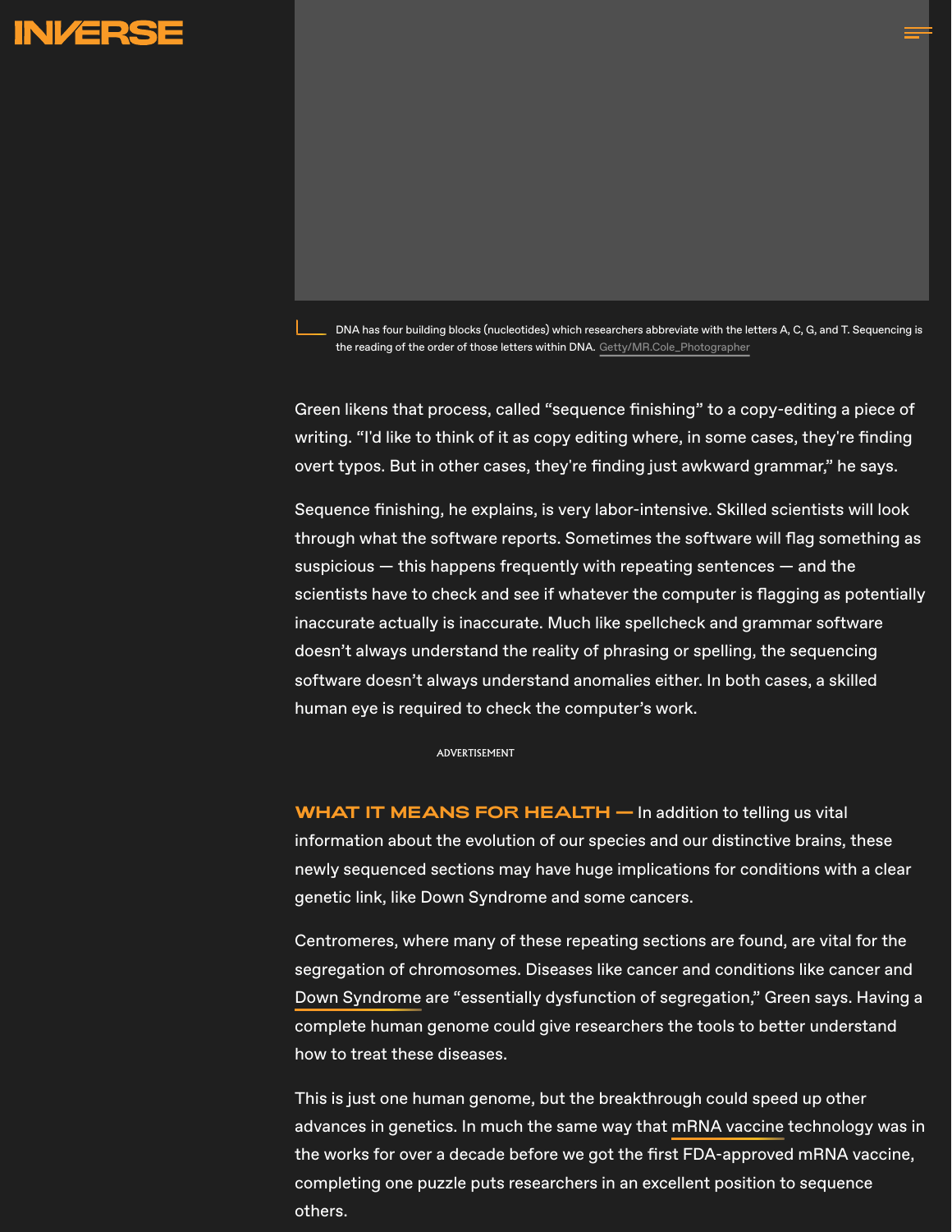DNA has four building blocks (nucleotides) which researchers abbreviate with the letters A, C, G, and T. Sequencing is the reading of the order of those letters within DNA. Getty/MR.Cole_Photographer

Green likens that process, called "sequence finishing" to a copy-editing a piece of writing. "I'd like to think of it as copy editing where, in some cases, they're finding overt typos. But in other cases, they're finding just awkward grammar," he says.

Sequence finishing, he explains, is very labor-intensive. Skilled scientists will look through what the software reports. Sometimes the software will flag something as suspicious — this happens frequently with repeating sentences — and the scientists have to check and see if whatever the computer is flagging as potentially inaccurate actually is inaccurate. Much like spellcheck and grammar software doesn't always understand the reality of phrasing or spelling, the sequencing software doesn't always understand anomalies either. In both cases, a skilled human eye is required to check the computer's work.

**WHAT IT MEANS FOR HEALTH —** In addition to telling us vital information about the evolution of our species and our distinctive brains, these newly sequenced sections may have huge implications for conditions with a clear genetic link, like Down Syndrome and some cancers.

Centromeres, where many of these repeating sections are found, are vital for the segregation of chromosomes. Diseases like cancer and conditions like cancer and Down Syndrome are "essentially dysfunction of segregation," Green says. Having a complete human genome could give researchers the tools to better understand how to treat these diseases.

This is just one human genome, but the breakthrough could speed up other advances in genetics. In much the same way that mRNA vaccine technology was in the works for over a decade before we got the first FDA-approved mRNA vaccine, completing one puzzle puts researchers in an excellent position to sequence others.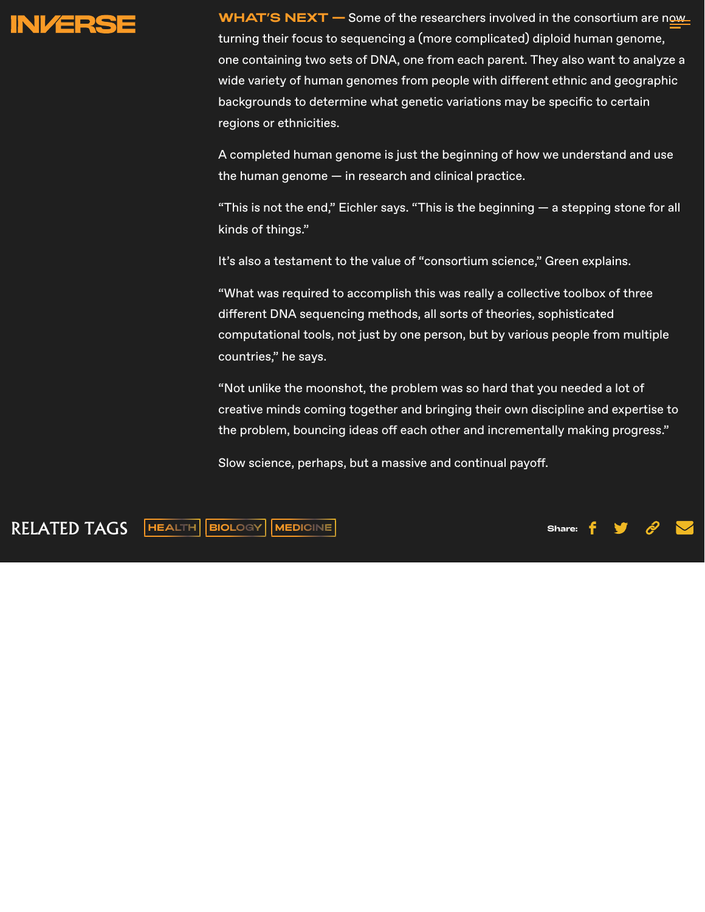**WHAT'S NEXT —** Some of the researchers involved in the consortium are now turning their focus to sequencing a (more complicated) diploid human genome, one containing two sets of DNA, one from each parent. They also want to analyze a wide variety of human genomes from people with different ethnic and geographic backgrounds to determine what genetic variations may be specific to certain regions or ethnicities.

A completed human genome is just the beginning of how we understand and use the human genome — in research and clinical practice.

"This is not the end," Eichler says. "This is the beginning — a stepping stone for all kinds of things."

It's also a testament to the value of "consortium science," Green explains.

"What was required to accomplish this was really a collective toolbox of three different DNA sequencing methods, all sorts of theories, sophisticated computational tools, not just by one person, but by various people from multiple countries," he says.

"Not unlike the moonshot, the problem was so hard that you needed a lot of creative minds coming together and bringing their own discipline and expertise to the problem, bouncing ideas off each other and incrementally making progress."

Slow science, perhaps, but a massive and continual payoff.

RELATED TAGS: HEALTH BIOLOGY MEDICINE